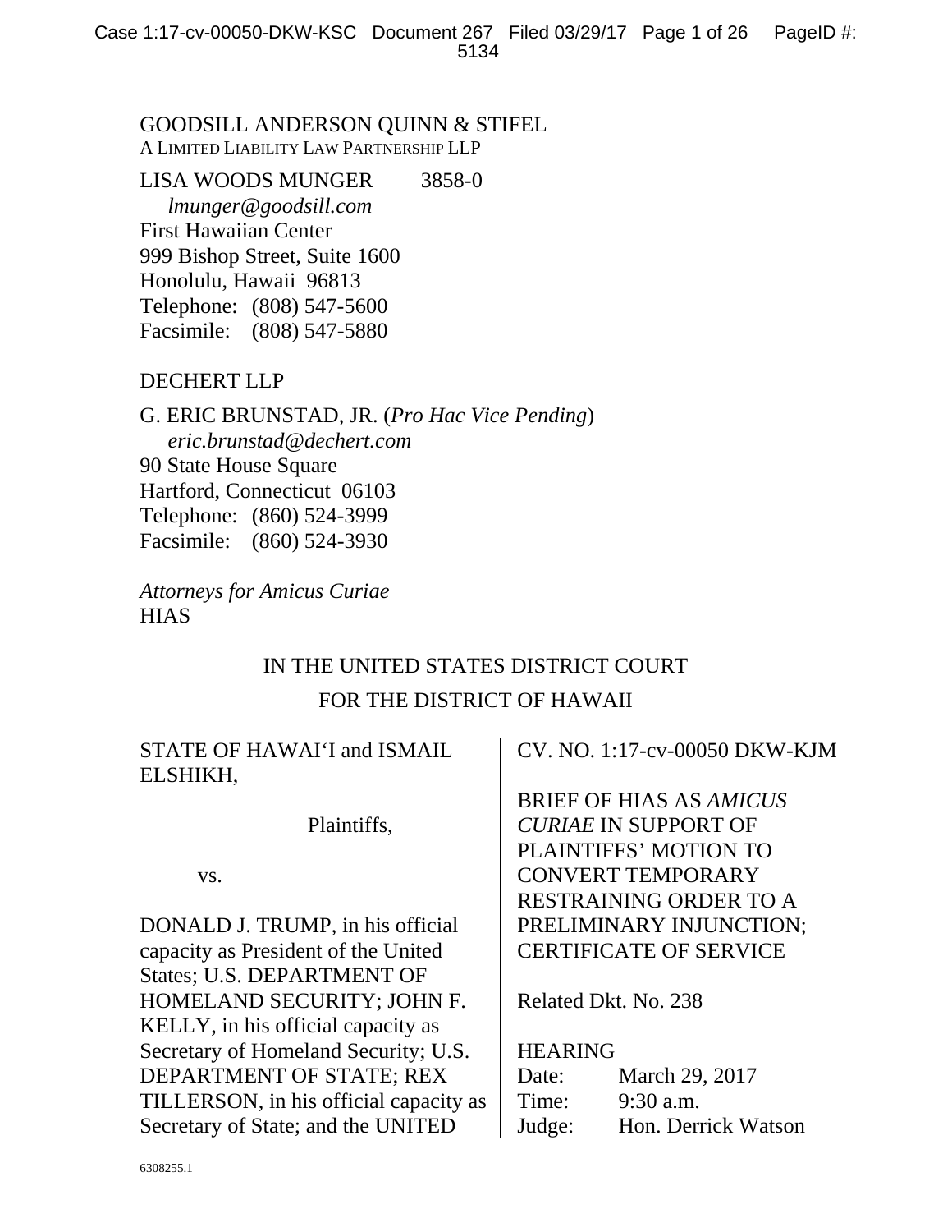GOODSILL ANDERSON QUINN & STIFEL
A LIMITED LIABILITY LAW PARTNERSHIP LLP

LISA WOODS MUNGER 3858-0
*lmunger@goodsill.com*
First Hawaiian Center
999 Bishop Street, Suite 1600
Honolulu, Hawaii 96813
Telephone: (808) 547-5600
Facsimile: (808) 547-5880

DECHERT LLP

G. ERIC BRUNSTAD, JR. (*Pro Hac Vice Pending*)
*eric.brunstad@dechert.com*
90 State House Square
Hartford, Connecticut 06103
Telephone: (860) 524-3999
Facsimile: (860) 524-3930

*Attorneys for Amicus Curiae*
HIAS

IN THE UNITED STATES DISTRICT COURT
FOR THE DISTRICT OF HAWAII

| | |
|---|---|
| STATE OF HAWAI'I and ISMAIL ELSHIKH,<br><br>Plaintiffs,<br><br>vs.<br><br>DONALD J. TRUMP, in his official capacity as President of the United States; U.S. DEPARTMENT OF HOMELAND SECURITY; JOHN F. KELLY, in his official capacity as Secretary of Homeland Security; U.S. DEPARTMENT OF STATE; REX TILLERSON, in his official capacity as Secretary of State; and the UNITED | CV. NO. 1:17-cv-00050 DKW-KJM<br><br>BRIEF OF HIAS AS *AMICUS CURIAE* IN SUPPORT OF PLAINTIFFS' MOTION TO CONVERT TEMPORARY RESTRAINING ORDER TO A PRELIMINARY INJUNCTION; CERTIFICATE OF SERVICE<br><br>Related Dkt. No. 238<br><br>HEARING<br>Date: March 29, 2017<br>Time: 9:30 a.m.<br>Judge: Hon. Derrick Watson |

6308255.1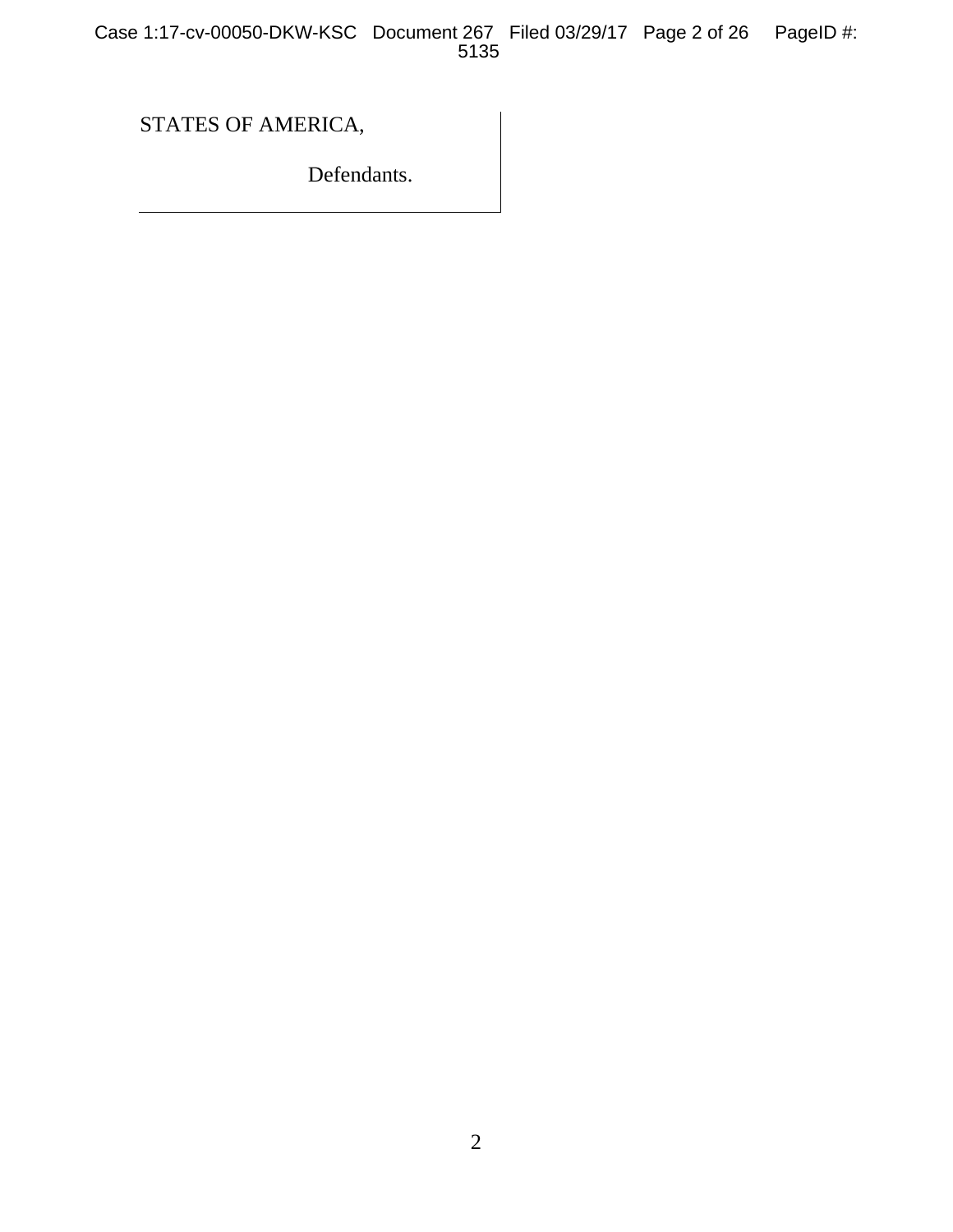STATES OF AMERICA,

Defendants.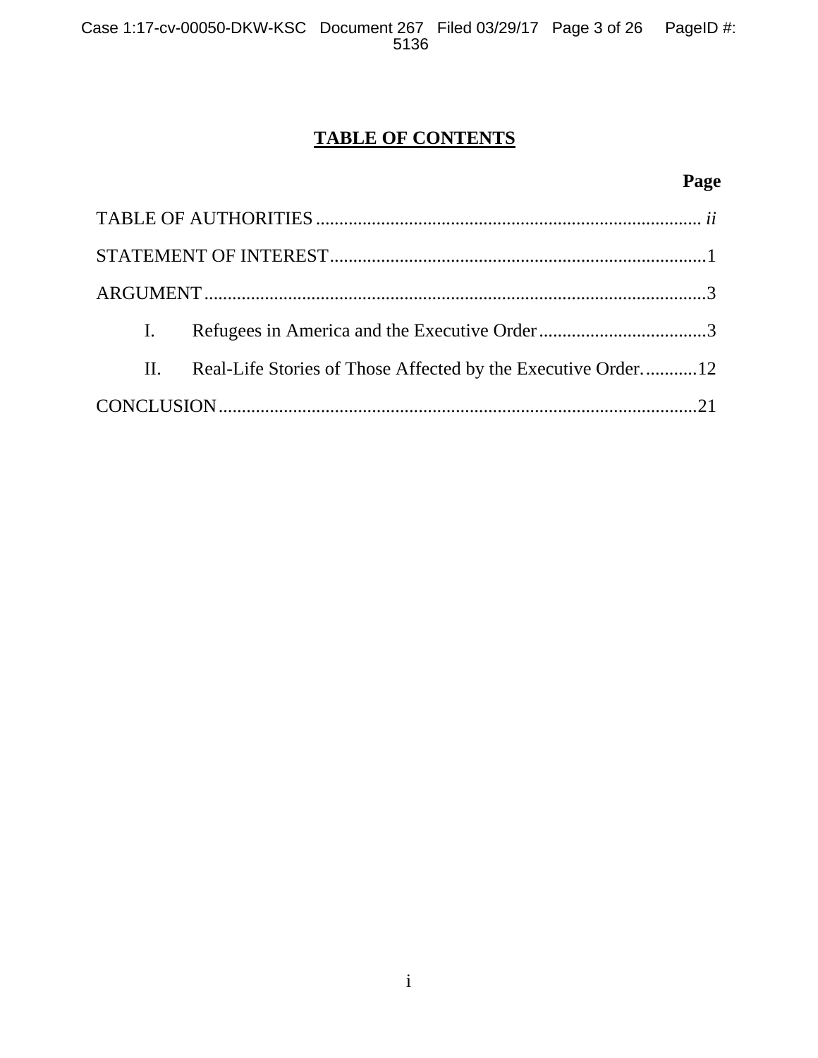# TABLE OF CONTENTS

| | Page |
|---|---|
| TABLE OF AUTHORITIES | *ii* |
| STATEMENT OF INTEREST | 1 |
| ARGUMENT | 3 |
| I. Refugees in America and the Executive Order | 3 |
| II. Real-Life Stories of Those Affected by the Executive Order. | 12 |
| CONCLUSION | 21 |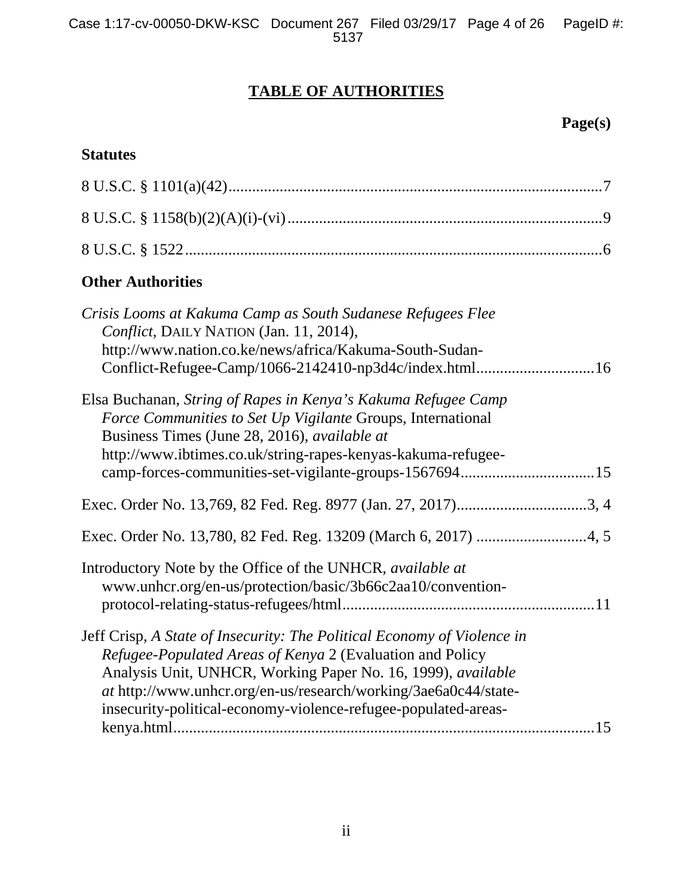# TABLE OF AUTHORITIES

**Page(s)**

**Statutes**

8 U.S.C. § 1101(a)(42) ............................................................................................ 7

8 U.S.C. § 1158(b)(2)(A)(i)-(vi) .............................................................................. 9

8 U.S.C. § 1522 ........................................................................................................ 6

**Other Authorities**

*Crisis Looms at Kakuma Camp as South Sudanese Refugees Flee Conflict*, DAILY NATION (Jan. 11, 2014), http://www.nation.co.ke/news/africa/Kakuma-South-Sudan-Conflict-Refugee-Camp/1066-2142410-np3d4c/index.html ............................. 16

Elsa Buchanan, *String of Rapes in Kenya's Kakuma Refugee Camp Force Communities to Set Up Vigilante* Groups, International Business Times (June 28, 2016), *available at* http://www.ibtimes.co.uk/string-rapes-kenyas-kakuma-refugee-camp-forces-communities-set-vigilante-groups-1567694 ................................. 15

Exec. Order No. 13,769, 82 Fed. Reg. 8977 (Jan. 27, 2017) ................................. 3, 4

Exec. Order No. 13,780, 82 Fed. Reg. 13209 (March 6, 2017) ............................ 4, 5

Introductory Note by the Office of the UNHCR, *available at* www.unhcr.org/en-us/protection/basic/3b66c2aa10/convention-protocol-relating-status-refugees/html ............................................................... 11

Jeff Crisp, *A State of Insecurity: The Political Economy of Violence in Refugee-Populated Areas of Kenya* 2 (Evaluation and Policy Analysis Unit, UNHCR, Working Paper No. 16, 1999), *available at* http://www.unhcr.org/en-us/research/working/3ae6a0c44/state-insecurity-political-economy-violence-refugee-populated-areas-kenya.html ......................................................................................... 15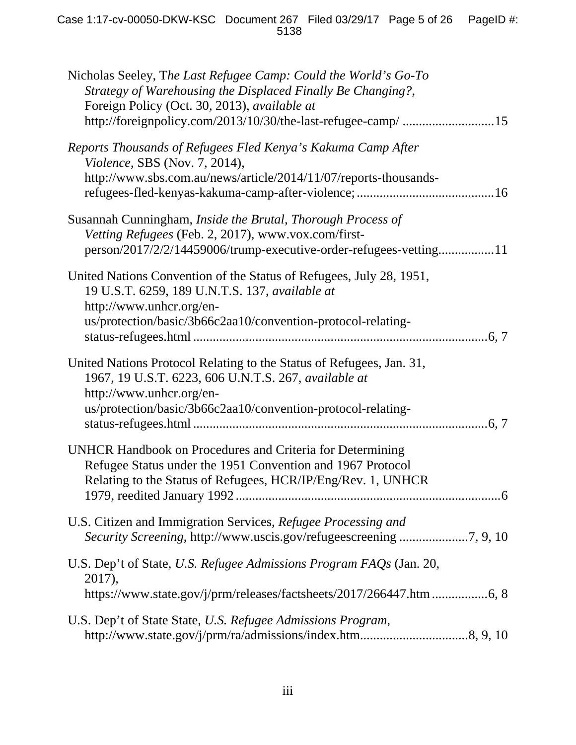Nicholas Seeley, T*he Last Refugee Camp: Could the World's Go-To Strategy of Warehousing the Displaced Finally Be Changing?*, Foreign Policy (Oct. 30, 2013), *available at* http://foreignpolicy.com/2013/10/30/the-last-refugee-camp/ ............................15

*Reports Thousands of Refugees Fled Kenya's Kakuma Camp After Violence*, SBS (Nov. 7, 2014), http://www.sbs.com.au/news/article/2014/11/07/reports-thousands-refugees-fled-kenyas-kakuma-camp-after-violence; ..........................................16

Susannah Cunningham, *Inside the Brutal, Thorough Process of Vetting Refugees* (Feb. 2, 2017), www.vox.com/first-person/2017/2/2/14459006/trump-executive-order-refugees-vetting.................11

United Nations Convention of the Status of Refugees, July 28, 1951, 19 U.S.T. 6259, 189 U.N.T.S. 137, *available at* http://www.unhcr.org/en-us/protection/basic/3b66c2aa10/convention-protocol-relating-status-refugees.html ..........................................................................................6, 7

United Nations Protocol Relating to the Status of Refugees, Jan. 31, 1967, 19 U.S.T. 6223, 606 U.N.T.S. 267, *available at* http://www.unhcr.org/en-us/protection/basic/3b66c2aa10/convention-protocol-relating-status-refugees.html ..........................................................................................6, 7

UNHCR Handbook on Procedures and Criteria for Determining Refugee Status under the 1951 Convention and 1967 Protocol Relating to the Status of Refugees, HCR/IP/Eng/Rev. 1, UNHCR 1979, reedited January 1992 .................................................................................6

U.S. Citizen and Immigration Services, *Refugee Processing and Security Screening*, http://www.uscis.gov/refugeescreening .....................7, 9, 10

U.S. Dep't of State, *U.S. Refugee Admissions Program FAQs* (Jan. 20, 2017), https://www.state.gov/j/prm/releases/factsheets/2017/266447.htm .................6, 8

U.S. Dep't of State State, *U.S. Refugee Admissions Program*, http://www.state.gov/j/prm/ra/admissions/index.htm.................................8, 9, 10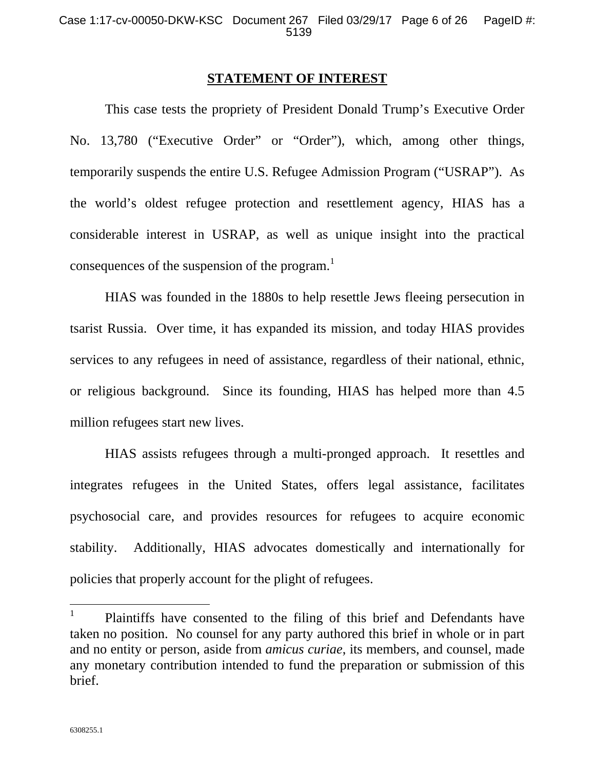## STATEMENT OF INTEREST

This case tests the propriety of President Donald Trump's Executive Order No. 13,780 ("Executive Order" or "Order"), which, among other things, temporarily suspends the entire U.S. Refugee Admission Program ("USRAP"). As the world's oldest refugee protection and resettlement agency, HIAS has a considerable interest in USRAP, as well as unique insight into the practical consequences of the suspension of the program.[1]

HIAS was founded in the 1880s to help resettle Jews fleeing persecution in tsarist Russia. Over time, it has expanded its mission, and today HIAS provides services to any refugees in need of assistance, regardless of their national, ethnic, or religious background. Since its founding, HIAS has helped more than 4.5 million refugees start new lives.

HIAS assists refugees through a multi-pronged approach. It resettles and integrates refugees in the United States, offers legal assistance, facilitates psychosocial care, and provides resources for refugees to acquire economic stability. Additionally, HIAS advocates domestically and internationally for policies that properly account for the plight of refugees.

---

[1] Plaintiffs have consented to the filing of this brief and Defendants have taken no position. No counsel for any party authored this brief in whole or in part and no entity or person, aside from *amicus curiae*, its members, and counsel, made any monetary contribution intended to fund the preparation or submission of this brief.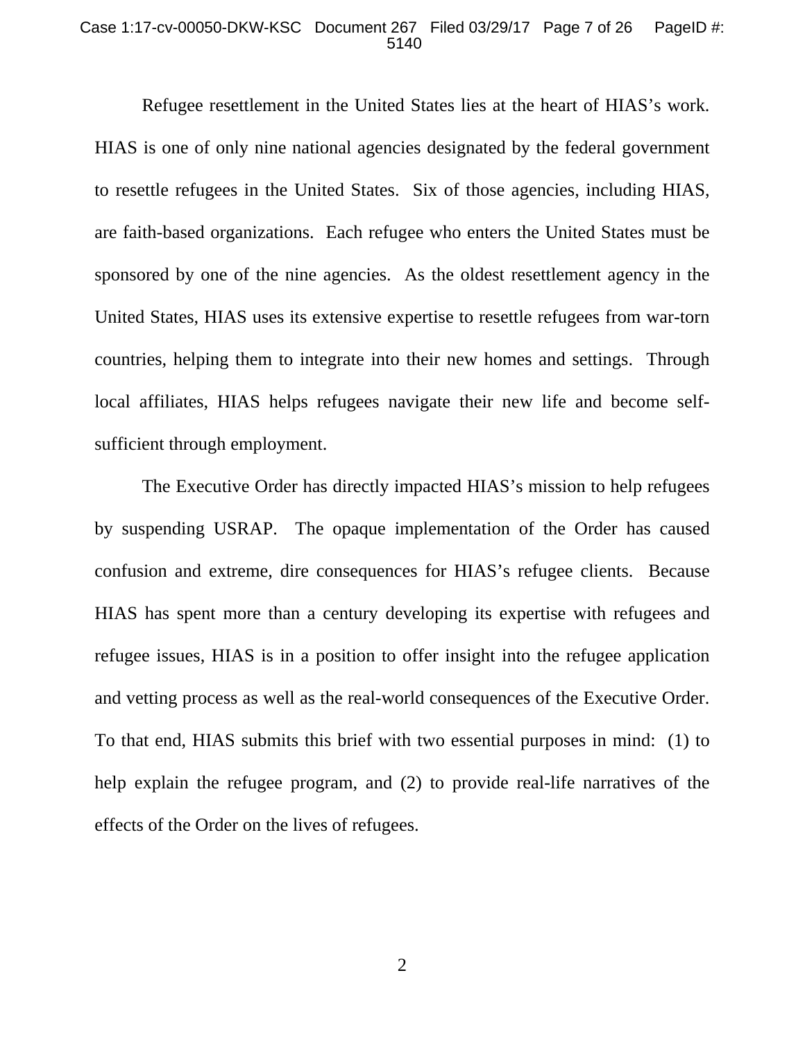Refugee resettlement in the United States lies at the heart of HIAS's work. HIAS is one of only nine national agencies designated by the federal government to resettle refugees in the United States. Six of those agencies, including HIAS, are faith-based organizations. Each refugee who enters the United States must be sponsored by one of the nine agencies. As the oldest resettlement agency in the United States, HIAS uses its extensive expertise to resettle refugees from war-torn countries, helping them to integrate into their new homes and settings. Through local affiliates, HIAS helps refugees navigate their new life and become self-sufficient through employment.

The Executive Order has directly impacted HIAS's mission to help refugees by suspending USRAP. The opaque implementation of the Order has caused confusion and extreme, dire consequences for HIAS's refugee clients. Because HIAS has spent more than a century developing its expertise with refugees and refugee issues, HIAS is in a position to offer insight into the refugee application and vetting process as well as the real-world consequences of the Executive Order. To that end, HIAS submits this brief with two essential purposes in mind: (1) to help explain the refugee program, and (2) to provide real-life narratives of the effects of the Order on the lives of refugees.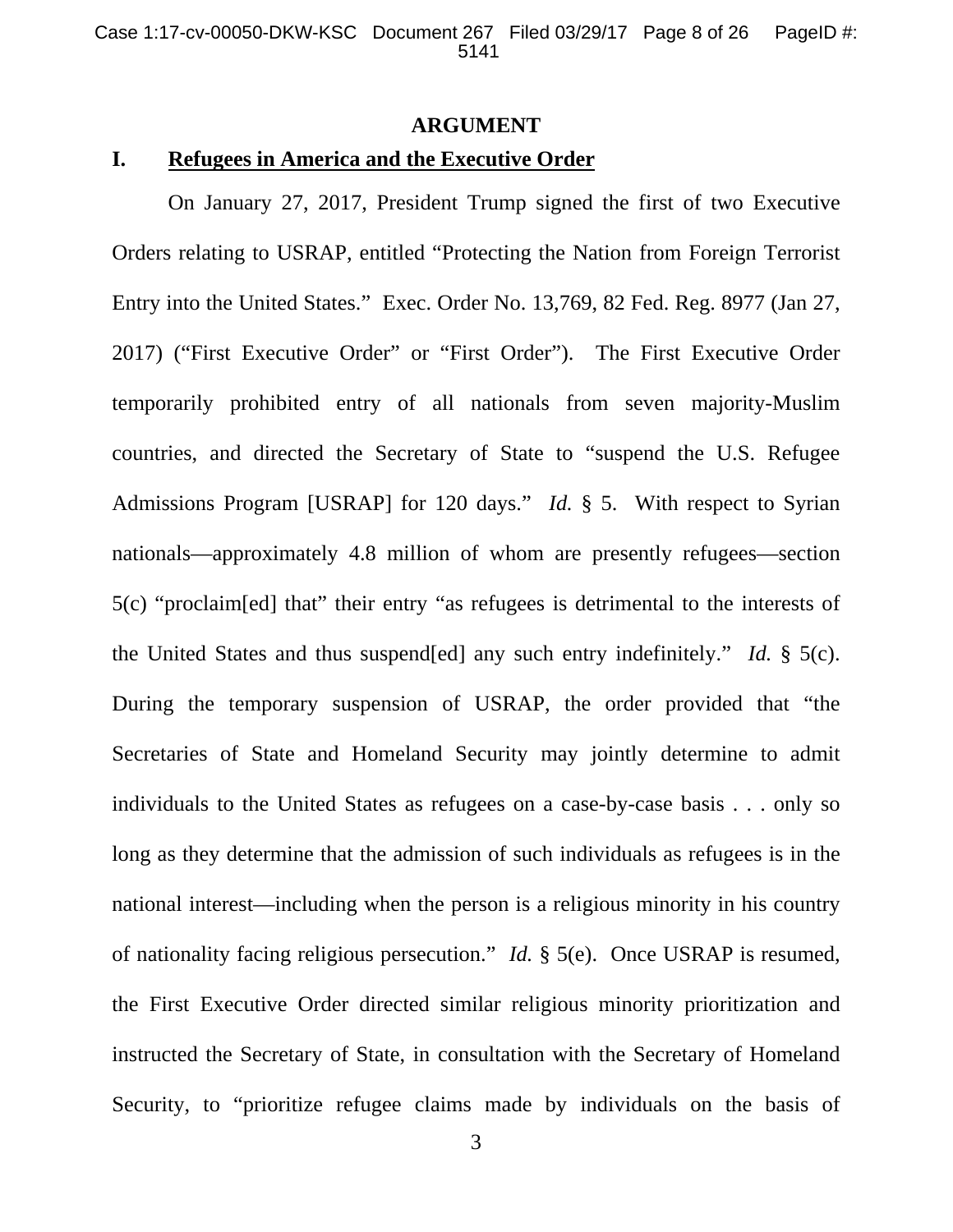## ARGUMENT

### I. Refugees in America and the Executive Order

On January 27, 2017, President Trump signed the first of two Executive Orders relating to USRAP, entitled "Protecting the Nation from Foreign Terrorist Entry into the United States." Exec. Order No. 13,769, 82 Fed. Reg. 8977 (Jan 27, 2017) ("First Executive Order" or "First Order"). The First Executive Order temporarily prohibited entry of all nationals from seven majority-Muslim countries, and directed the Secretary of State to "suspend the U.S. Refugee Admissions Program [USRAP] for 120 days." *Id.* § 5. With respect to Syrian nationals—approximately 4.8 million of whom are presently refugees—section 5(c) "proclaim[ed] that" their entry "as refugees is detrimental to the interests of the United States and thus suspend[ed] any such entry indefinitely." *Id.* § 5(c). During the temporary suspension of USRAP, the order provided that "the Secretaries of State and Homeland Security may jointly determine to admit individuals to the United States as refugees on a case-by-case basis . . . only so long as they determine that the admission of such individuals as refugees is in the national interest—including when the person is a religious minority in his country of nationality facing religious persecution." *Id.* § 5(e). Once USRAP is resumed, the First Executive Order directed similar religious minority prioritization and instructed the Secretary of State, in consultation with the Secretary of Homeland Security, to "prioritize refugee claims made by individuals on the basis of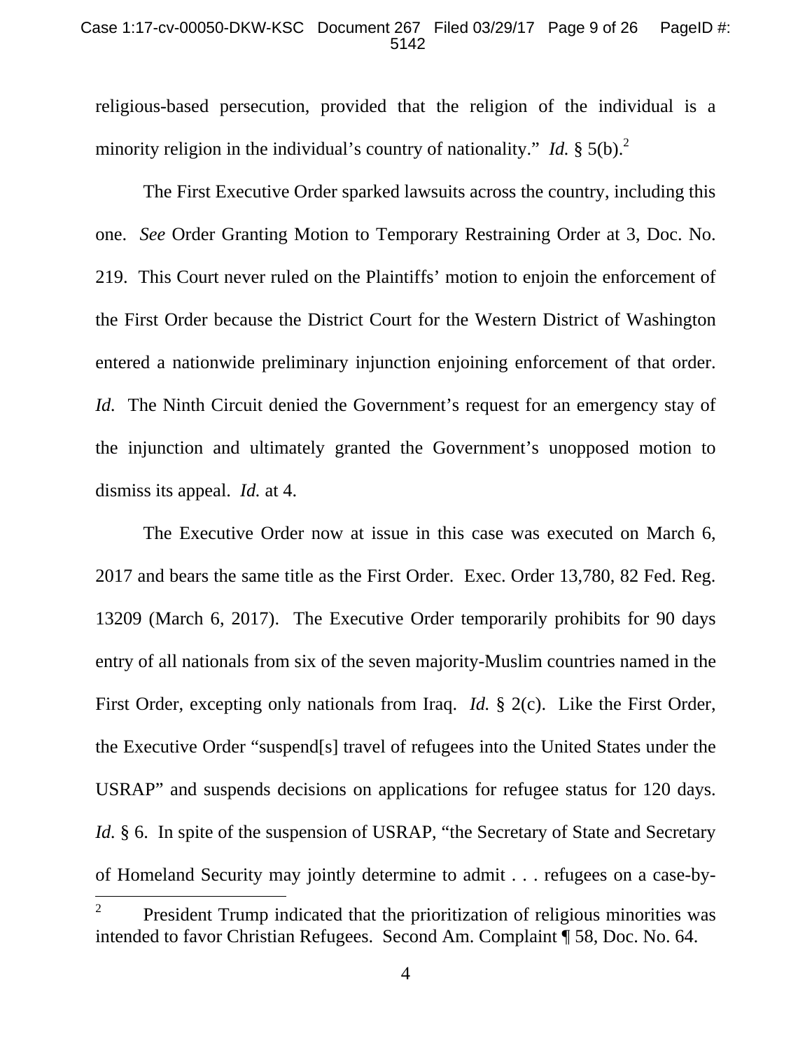religious-based persecution, provided that the religion of the individual is a minority religion in the individual's country of nationality." *Id.* § 5(b).[2]

The First Executive Order sparked lawsuits across the country, including this one. *See* Order Granting Motion to Temporary Restraining Order at 3, Doc. No. 219. This Court never ruled on the Plaintiffs' motion to enjoin the enforcement of the First Order because the District Court for the Western District of Washington entered a nationwide preliminary injunction enjoining enforcement of that order. *Id.* The Ninth Circuit denied the Government's request for an emergency stay of the injunction and ultimately granted the Government's unopposed motion to dismiss its appeal. *Id.* at 4.

The Executive Order now at issue in this case was executed on March 6, 2017 and bears the same title as the First Order. Exec. Order 13,780, 82 Fed. Reg. 13209 (March 6, 2017). The Executive Order temporarily prohibits for 90 days entry of all nationals from six of the seven majority-Muslim countries named in the First Order, excepting only nationals from Iraq. *Id.* § 2(c). Like the First Order, the Executive Order "suspend[s] travel of refugees into the United States under the USRAP" and suspends decisions on applications for refugee status for 120 days. *Id.* § 6. In spite of the suspension of USRAP, "the Secretary of State and Secretary of Homeland Security may jointly determine to admit . . . refugees on a case-by-

---

[2] President Trump indicated that the prioritization of religious minorities was intended to favor Christian Refugees. Second Am. Complaint ¶ 58, Doc. No. 64.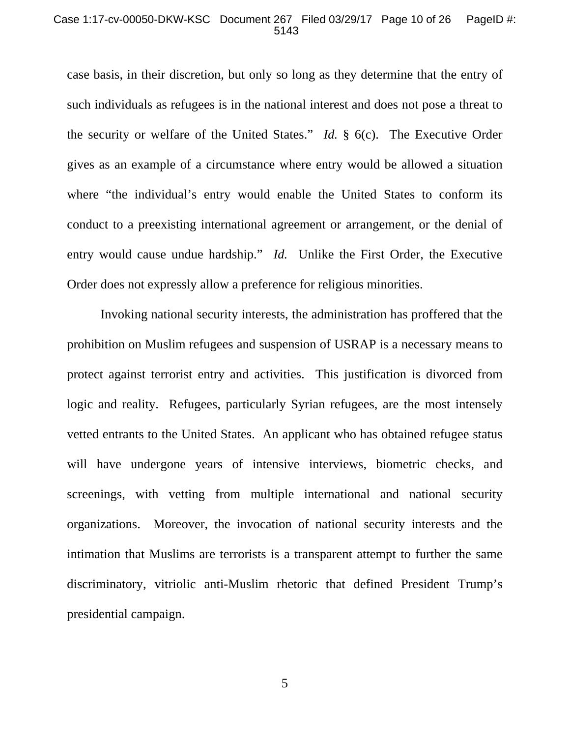case basis, in their discretion, but only so long as they determine that the entry of such individuals as refugees is in the national interest and does not pose a threat to the security or welfare of the United States." *Id.* § 6(c). The Executive Order gives as an example of a circumstance where entry would be allowed a situation where "the individual's entry would enable the United States to conform its conduct to a preexisting international agreement or arrangement, or the denial of entry would cause undue hardship." *Id.* Unlike the First Order, the Executive Order does not expressly allow a preference for religious minorities.

Invoking national security interests, the administration has proffered that the prohibition on Muslim refugees and suspension of USRAP is a necessary means to protect against terrorist entry and activities. This justification is divorced from logic and reality. Refugees, particularly Syrian refugees, are the most intensely vetted entrants to the United States. An applicant who has obtained refugee status will have undergone years of intensive interviews, biometric checks, and screenings, with vetting from multiple international and national security organizations. Moreover, the invocation of national security interests and the intimation that Muslims are terrorists is a transparent attempt to further the same discriminatory, vitriolic anti-Muslim rhetoric that defined President Trump's presidential campaign.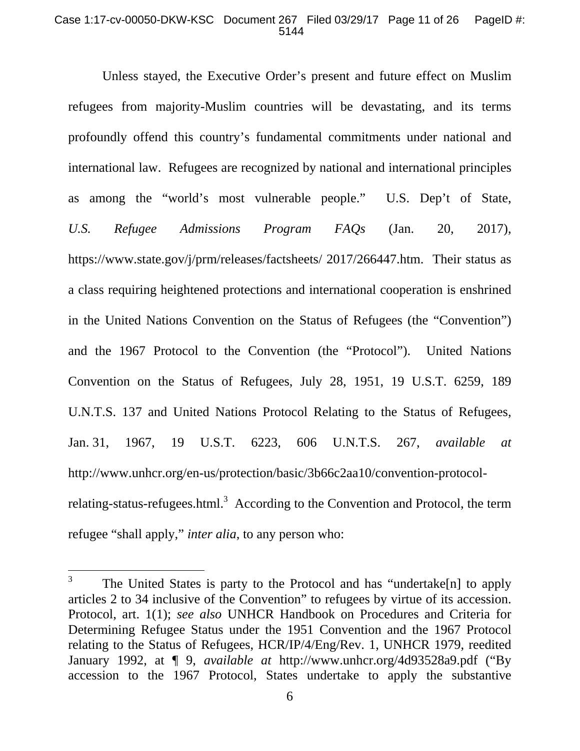Unless stayed, the Executive Order's present and future effect on Muslim refugees from majority-Muslim countries will be devastating, and its terms profoundly offend this country's fundamental commitments under national and international law. Refugees are recognized by national and international principles as among the "world's most vulnerable people." U.S. Dep't of State, *U.S. Refugee Admissions Program FAQs* (Jan. 20, 2017), https://www.state.gov/j/prm/releases/factsheets/ 2017/266447.htm. Their status as a class requiring heightened protections and international cooperation is enshrined in the United Nations Convention on the Status of Refugees (the "Convention") and the 1967 Protocol to the Convention (the "Protocol"). United Nations Convention on the Status of Refugees, July 28, 1951, 19 U.S.T. 6259, 189 U.N.T.S. 137 and United Nations Protocol Relating to the Status of Refugees, Jan. 31, 1967, 19 U.S.T. 6223, 606 U.N.T.S. 267, *available at* http://www.unhcr.org/en-us/protection/basic/3b66c2aa10/convention-protocol-relating-status-refugees.html.[3] According to the Convention and Protocol, the term refugee "shall apply," *inter alia*, to any person who:

---

[3] The United States is party to the Protocol and has "undertake[n] to apply articles 2 to 34 inclusive of the Convention" to refugees by virtue of its accession. Protocol, art. 1(1); *see also* UNHCR Handbook on Procedures and Criteria for Determining Refugee Status under the 1951 Convention and the 1967 Protocol relating to the Status of Refugees, HCR/IP/4/Eng/Rev. 1, UNHCR 1979, reedited January 1992, at ¶ 9, *available at* http://www.unhcr.org/4d93528a9.pdf ("By accession to the 1967 Protocol, States undertake to apply the substantive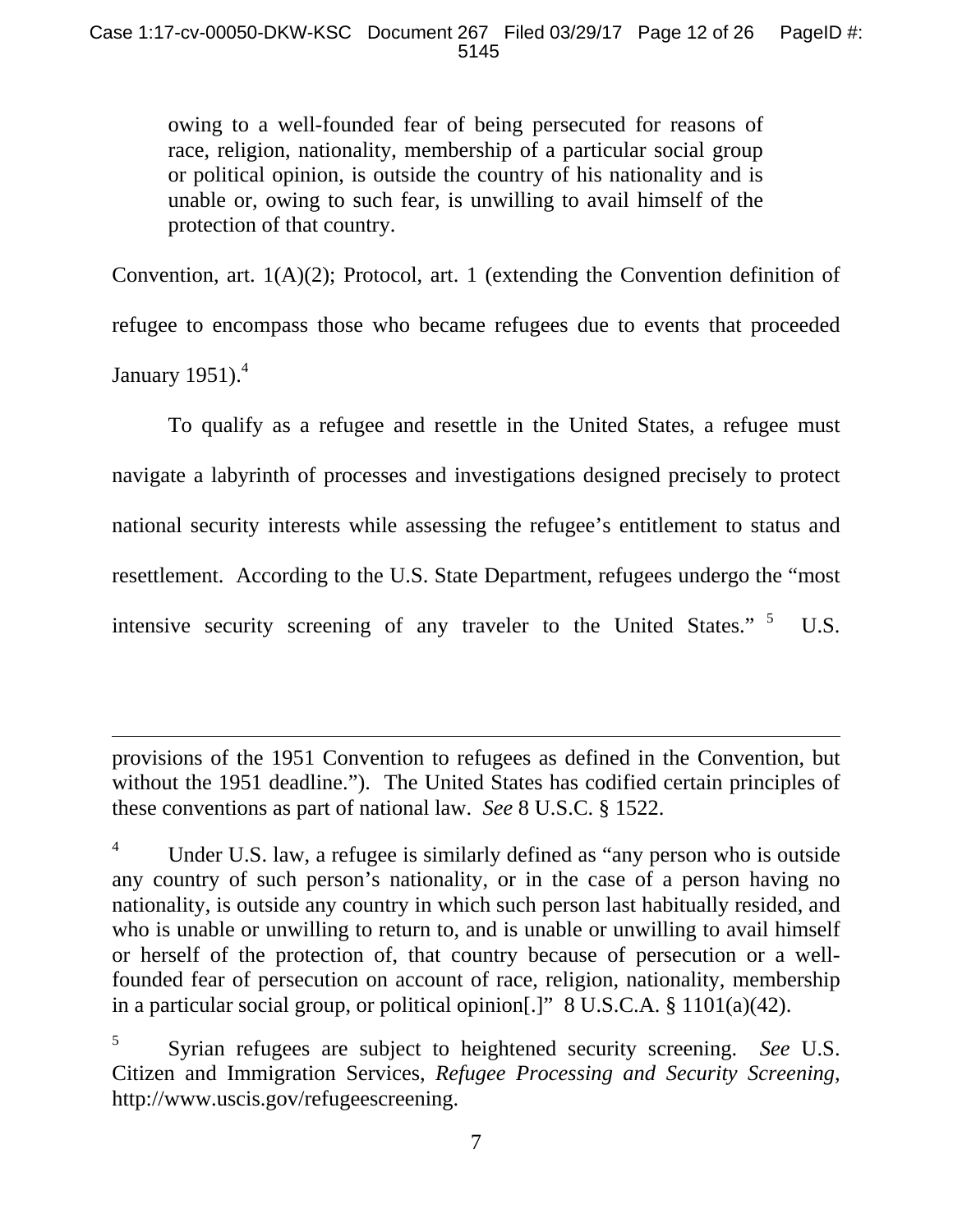> owing to a well-founded fear of being persecuted for reasons of race, religion, nationality, membership of a particular social group or political opinion, is outside the country of his nationality and is unable or, owing to such fear, is unwilling to avail himself of the protection of that country.

Convention, art. 1(A)(2); Protocol, art. 1 (extending the Convention definition of refugee to encompass those who became refugees due to events that proceeded January 1951).[4]

To qualify as a refugee and resettle in the United States, a refugee must navigate a labyrinth of processes and investigations designed precisely to protect national security interests while assessing the refugee's entitlement to status and resettlement. According to the U.S. State Department, refugees undergo the "most intensive security screening of any traveler to the United States."[5] U.S.

---

provisions of the 1951 Convention to refugees as defined in the Convention, but without the 1951 deadline."). The United States has codified certain principles of these conventions as part of national law. *See* 8 U.S.C. § 1522.

[4] Under U.S. law, a refugee is similarly defined as "any person who is outside any country of such person's nationality, or in the case of a person having no nationality, is outside any country in which such person last habitually resided, and who is unable or unwilling to return to, and is unable or unwilling to avail himself or herself of the protection of, that country because of persecution or a well-founded fear of persecution on account of race, religion, nationality, membership in a particular social group, or political opinion[.]" 8 U.S.C.A. § 1101(a)(42).

[5] Syrian refugees are subject to heightened security screening. *See* U.S. Citizen and Immigration Services, *Refugee Processing and Security Screening*, http://www.uscis.gov/refugeescreening.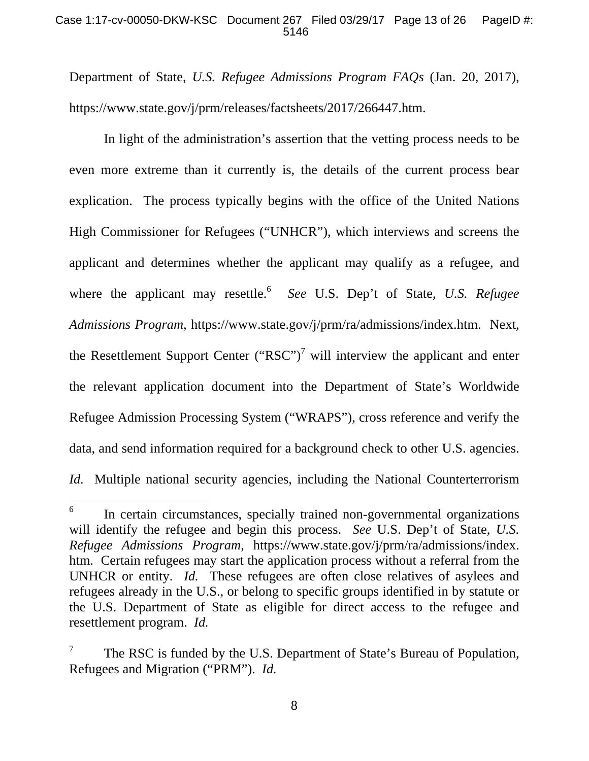Department of State, *U.S. Refugee Admissions Program FAQs* (Jan. 20, 2017), https://www.state.gov/j/prm/releases/factsheets/2017/266447.htm.

In light of the administration's assertion that the vetting process needs to be even more extreme than it currently is, the details of the current process bear explication. The process typically begins with the office of the United Nations High Commissioner for Refugees ("UNHCR"), which interviews and screens the applicant and determines whether the applicant may qualify as a refugee, and where the applicant may resettle.[6] *See* U.S. Dep't of State, *U.S. Refugee Admissions Program,* https://www.state.gov/j/prm/ra/admissions/index.htm. Next, the Resettlement Support Center ("RSC")[7] will interview the applicant and enter the relevant application document into the Department of State's Worldwide Refugee Admission Processing System ("WRAPS"), cross reference and verify the data, and send information required for a background check to other U.S. agencies. *Id.* Multiple national security agencies, including the National Counterterrorism

---

[6] In certain circumstances, specially trained non-governmental organizations will identify the refugee and begin this process. *See* U.S. Dep't of State, *U.S. Refugee Admissions Program*, https://www.state.gov/j/prm/ra/admissions/index.htm. Certain refugees may start the application process without a referral from the UNHCR or entity. *Id.* These refugees are often close relatives of asylees and refugees already in the U.S., or belong to specific groups identified in by statute or the U.S. Department of State as eligible for direct access to the refugee and resettlement program. *Id.*

[7] The RSC is funded by the U.S. Department of State's Bureau of Population, Refugees and Migration ("PRM"). *Id.*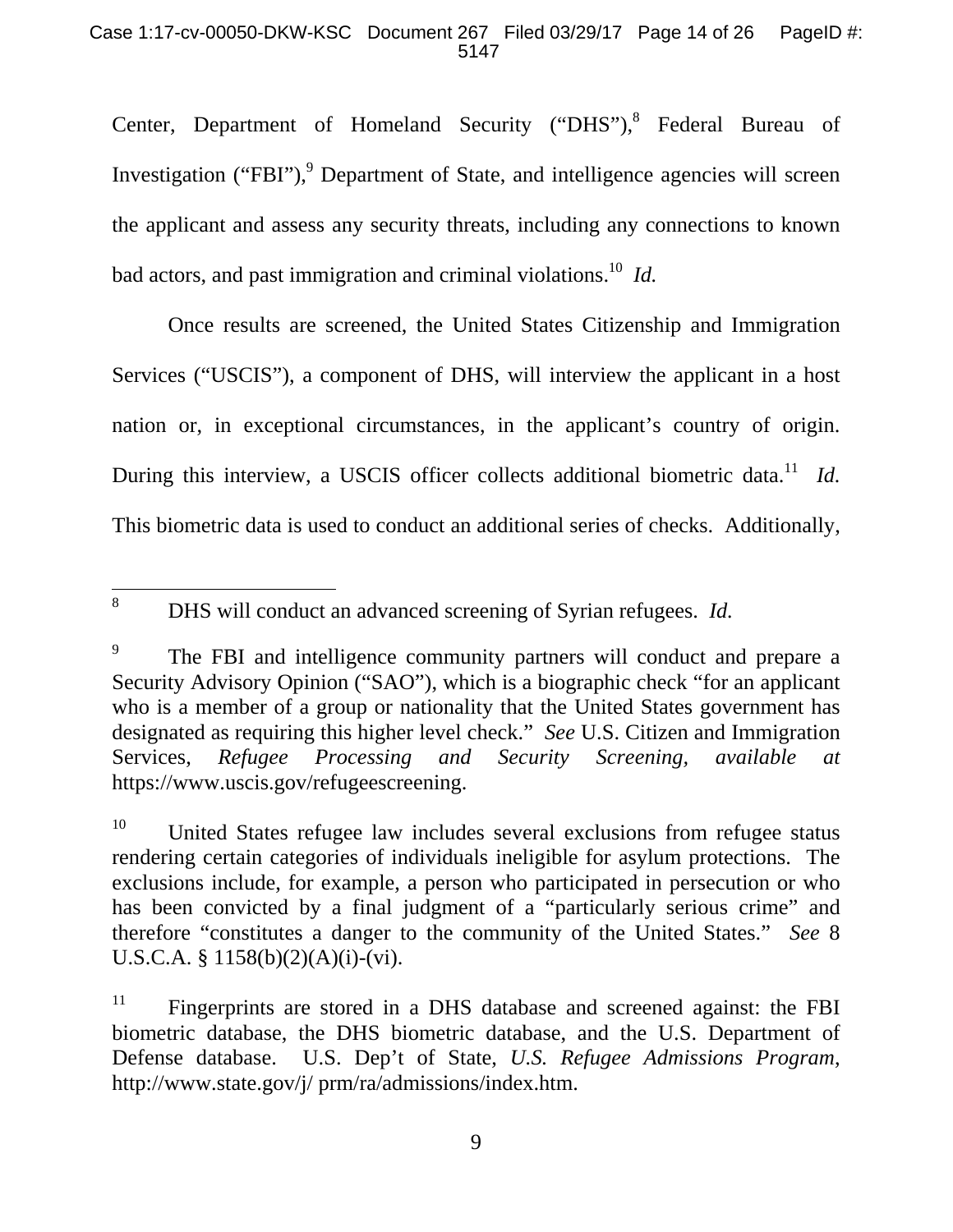Center, Department of Homeland Security ("DHS"),[8] Federal Bureau of Investigation ("FBI"),[9] Department of State, and intelligence agencies will screen the applicant and assess any security threats, including any connections to known bad actors, and past immigration and criminal violations.[10] *Id.*

Once results are screened, the United States Citizenship and Immigration Services ("USCIS"), a component of DHS, will interview the applicant in a host nation or, in exceptional circumstances, in the applicant's country of origin. During this interview, a USCIS officer collects additional biometric data.[11] *Id.* This biometric data is used to conduct an additional series of checks. Additionally,

---

[8] DHS will conduct an advanced screening of Syrian refugees. *Id.*

[9] The FBI and intelligence community partners will conduct and prepare a Security Advisory Opinion ("SAO"), which is a biographic check "for an applicant who is a member of a group or nationality that the United States government has designated as requiring this higher level check." *See* U.S. Citizen and Immigration Services, *Refugee Processing and Security Screening*, *available at* https://www.uscis.gov/refugeescreening.

[10] United States refugee law includes several exclusions from refugee status rendering certain categories of individuals ineligible for asylum protections. The exclusions include, for example, a person who participated in persecution or who has been convicted by a final judgment of a "particularly serious crime" and therefore "constitutes a danger to the community of the United States." *See* 8 U.S.C.A. § 1158(b)(2)(A)(i)-(vi).

[11] Fingerprints are stored in a DHS database and screened against: the FBI biometric database, the DHS biometric database, and the U.S. Department of Defense database. U.S. Dep't of State, *U.S. Refugee Admissions Program*, http://www.state.gov/j/ prm/ra/admissions/index.htm.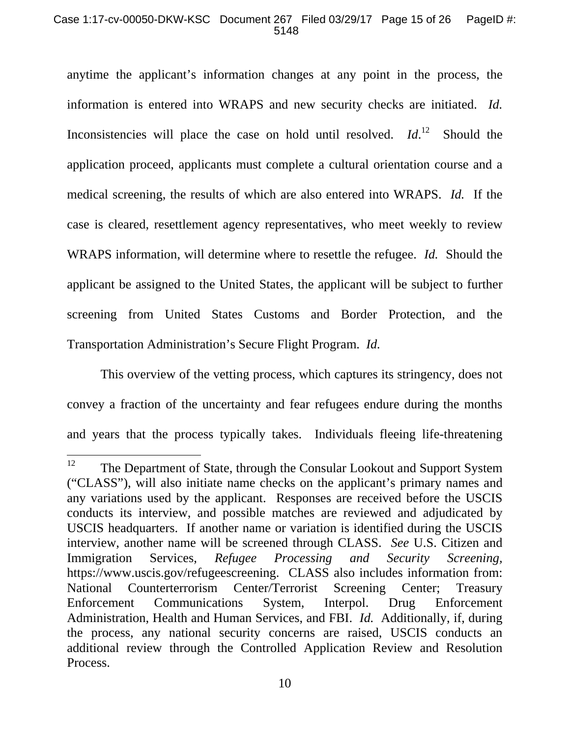anytime the applicant's information changes at any point in the process, the information is entered into WRAPS and new security checks are initiated. *Id.* Inconsistencies will place the case on hold until resolved. *Id.*[12] Should the application proceed, applicants must complete a cultural orientation course and a medical screening, the results of which are also entered into WRAPS. *Id.* If the case is cleared, resettlement agency representatives, who meet weekly to review WRAPS information, will determine where to resettle the refugee. *Id.* Should the applicant be assigned to the United States, the applicant will be subject to further screening from United States Customs and Border Protection, and the Transportation Administration's Secure Flight Program. *Id.*

This overview of the vetting process, which captures its stringency, does not convey a fraction of the uncertainty and fear refugees endure during the months and years that the process typically takes. Individuals fleeing life-threatening

---

[12] The Department of State, through the Consular Lookout and Support System ("CLASS"), will also initiate name checks on the applicant's primary names and any variations used by the applicant. Responses are received before the USCIS conducts its interview, and possible matches are reviewed and adjudicated by USCIS headquarters. If another name or variation is identified during the USCIS interview, another name will be screened through CLASS. *See* U.S. Citizen and Immigration Services, *Refugee Processing and Security Screening*, https://www.uscis.gov/refugeescreening. CLASS also includes information from: National Counterterrorism Center/Terrorist Screening Center; Treasury Enforcement Communications System, Interpol. Drug Enforcement Administration, Health and Human Services, and FBI. *Id.* Additionally, if, during the process, any national security concerns are raised, USCIS conducts an additional review through the Controlled Application Review and Resolution Process.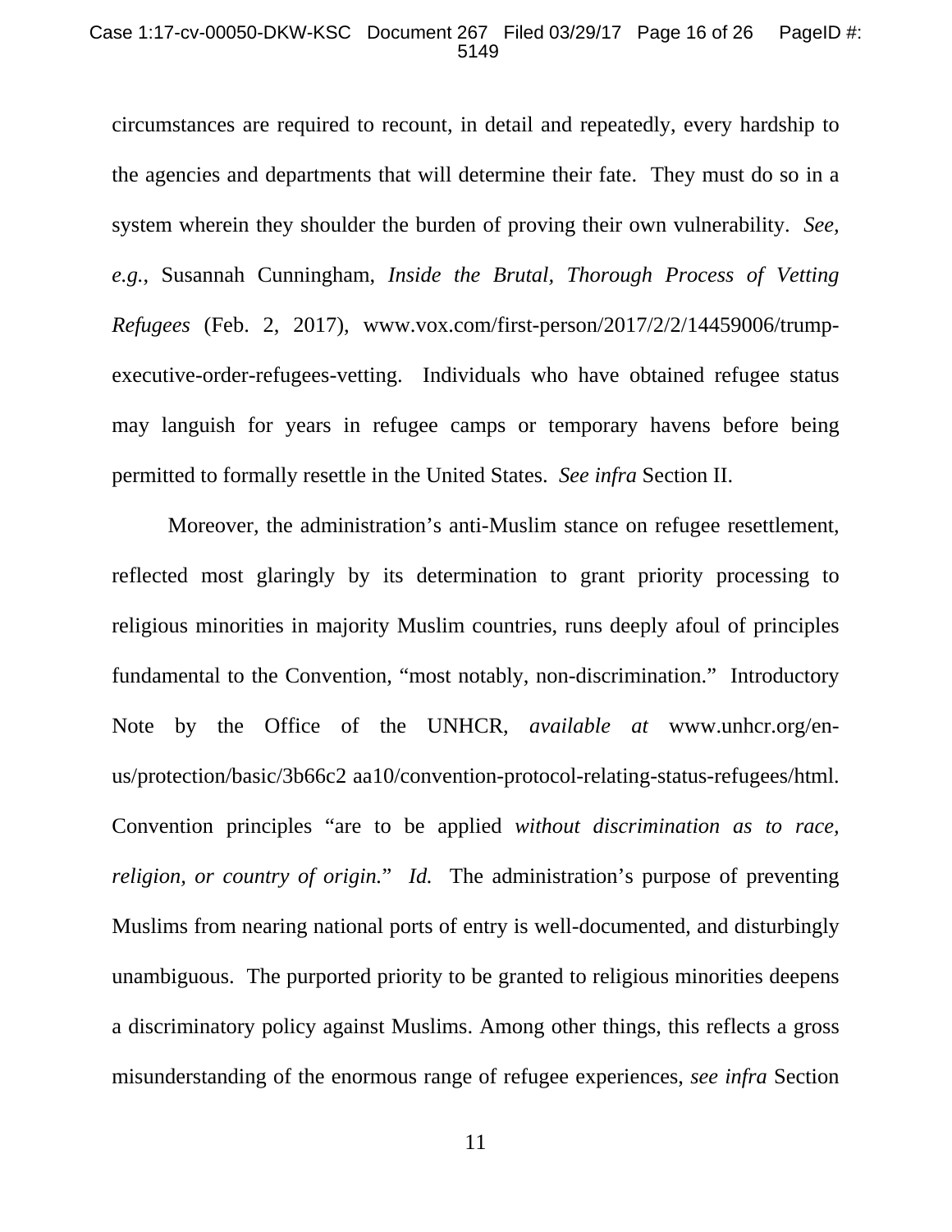circumstances are required to recount, in detail and repeatedly, every hardship to the agencies and departments that will determine their fate. They must do so in a system wherein they shoulder the burden of proving their own vulnerability. *See, e.g.*, Susannah Cunningham, *Inside the Brutal, Thorough Process of Vetting Refugees* (Feb. 2, 2017), www.vox.com/first-person/2017/2/2/14459006/trump-executive-order-refugees-vetting. Individuals who have obtained refugee status may languish for years in refugee camps or temporary havens before being permitted to formally resettle in the United States. *See infra* Section II.

Moreover, the administration's anti-Muslim stance on refugee resettlement, reflected most glaringly by its determination to grant priority processing to religious minorities in majority Muslim countries, runs deeply afoul of principles fundamental to the Convention, "most notably, non-discrimination." Introductory Note by the Office of the UNHCR, *available at* www.unhcr.org/en-us/protection/basic/3b66c2 aa10/convention-protocol-relating-status-refugees/html. Convention principles "are to be applied *without discrimination as to race, religion, or country of origin.*" *Id.* The administration's purpose of preventing Muslims from nearing national ports of entry is well-documented, and disturbingly unambiguous. The purported priority to be granted to religious minorities deepens a discriminatory policy against Muslims. Among other things, this reflects a gross misunderstanding of the enormous range of refugee experiences, *see infra* Section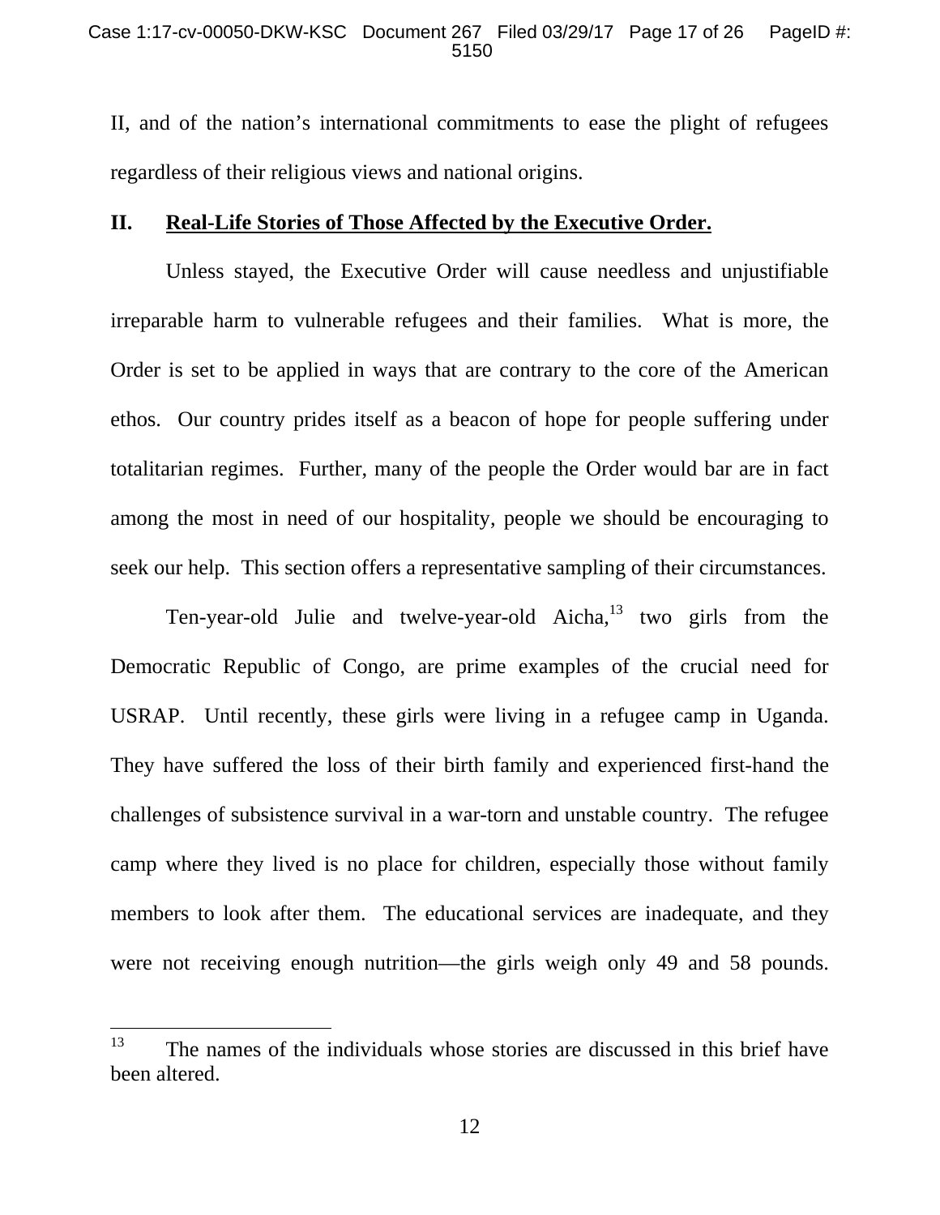II, and of the nation's international commitments to ease the plight of refugees regardless of their religious views and national origins.

## II. Real-Life Stories of Those Affected by the Executive Order.

Unless stayed, the Executive Order will cause needless and unjustifiable irreparable harm to vulnerable refugees and their families. What is more, the Order is set to be applied in ways that are contrary to the core of the American ethos. Our country prides itself as a beacon of hope for people suffering under totalitarian regimes. Further, many of the people the Order would bar are in fact among the most in need of our hospitality, people we should be encouraging to seek our help. This section offers a representative sampling of their circumstances.

Ten-year-old Julie and twelve-year-old Aicha,[13] two girls from the Democratic Republic of Congo, are prime examples of the crucial need for USRAP. Until recently, these girls were living in a refugee camp in Uganda. They have suffered the loss of their birth family and experienced first-hand the challenges of subsistence survival in a war-torn and unstable country. The refugee camp where they lived is no place for children, especially those without family members to look after them. The educational services are inadequate, and they were not receiving enough nutrition—the girls weigh only 49 and 58 pounds.

---

[13] The names of the individuals whose stories are discussed in this brief have been altered.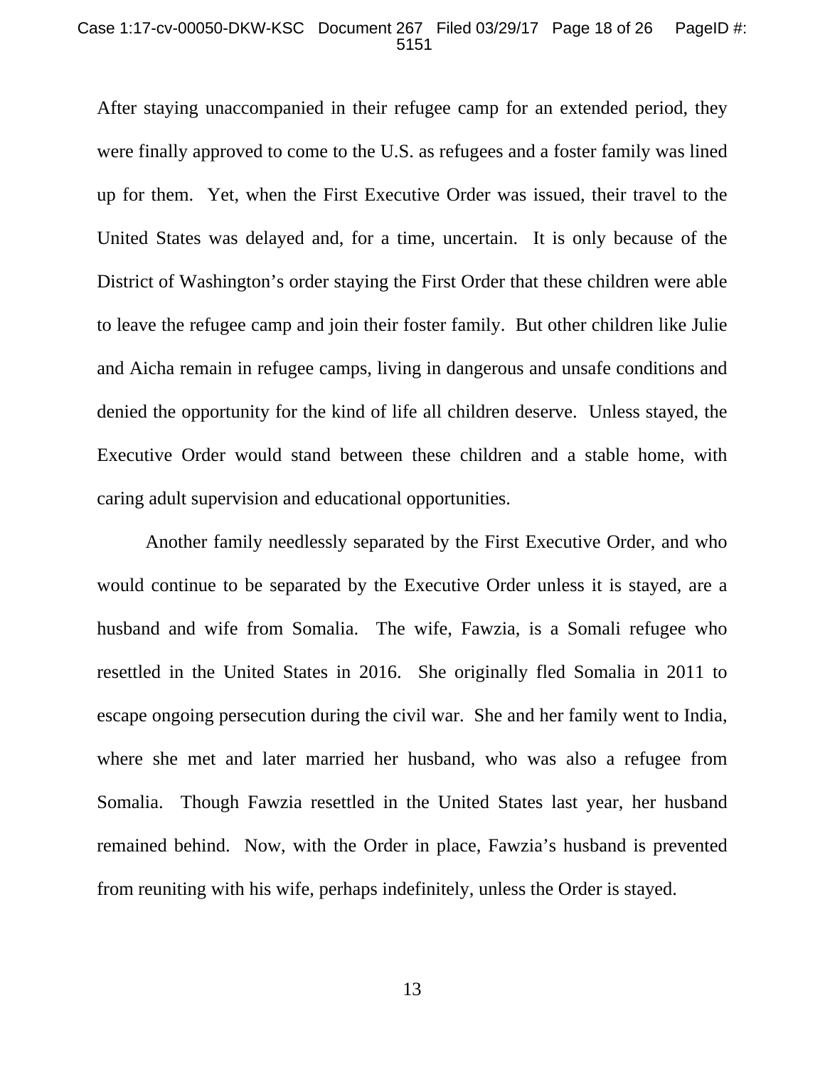After staying unaccompanied in their refugee camp for an extended period, they were finally approved to come to the U.S. as refugees and a foster family was lined up for them. Yet, when the First Executive Order was issued, their travel to the United States was delayed and, for a time, uncertain. It is only because of the District of Washington's order staying the First Order that these children were able to leave the refugee camp and join their foster family. But other children like Julie and Aicha remain in refugee camps, living in dangerous and unsafe conditions and denied the opportunity for the kind of life all children deserve. Unless stayed, the Executive Order would stand between these children and a stable home, with caring adult supervision and educational opportunities.

Another family needlessly separated by the First Executive Order, and who would continue to be separated by the Executive Order unless it is stayed, are a husband and wife from Somalia. The wife, Fawzia, is a Somali refugee who resettled in the United States in 2016. She originally fled Somalia in 2011 to escape ongoing persecution during the civil war. She and her family went to India, where she met and later married her husband, who was also a refugee from Somalia. Though Fawzia resettled in the United States last year, her husband remained behind. Now, with the Order in place, Fawzia's husband is prevented from reuniting with his wife, perhaps indefinitely, unless the Order is stayed.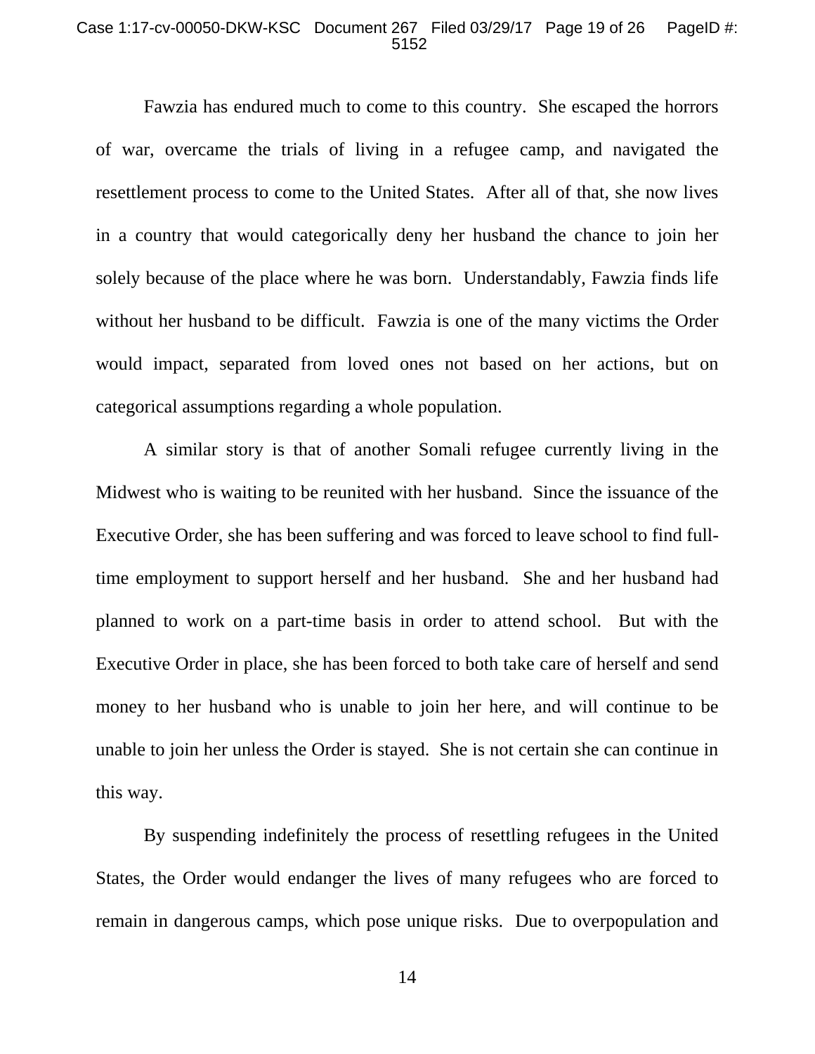Fawzia has endured much to come to this country. She escaped the horrors of war, overcame the trials of living in a refugee camp, and navigated the resettlement process to come to the United States. After all of that, she now lives in a country that would categorically deny her husband the chance to join her solely because of the place where he was born. Understandably, Fawzia finds life without her husband to be difficult. Fawzia is one of the many victims the Order would impact, separated from loved ones not based on her actions, but on categorical assumptions regarding a whole population.

A similar story is that of another Somali refugee currently living in the Midwest who is waiting to be reunited with her husband. Since the issuance of the Executive Order, she has been suffering and was forced to leave school to find full-time employment to support herself and her husband. She and her husband had planned to work on a part-time basis in order to attend school. But with the Executive Order in place, she has been forced to both take care of herself and send money to her husband who is unable to join her here, and will continue to be unable to join her unless the Order is stayed. She is not certain she can continue in this way.

By suspending indefinitely the process of resettling refugees in the United States, the Order would endanger the lives of many refugees who are forced to remain in dangerous camps, which pose unique risks. Due to overpopulation and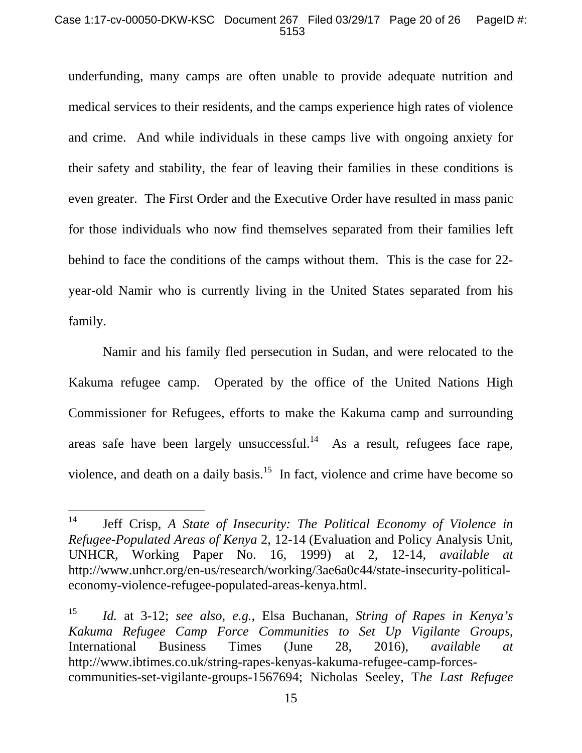underfunding, many camps are often unable to provide adequate nutrition and medical services to their residents, and the camps experience high rates of violence and crime. And while individuals in these camps live with ongoing anxiety for their safety and stability, the fear of leaving their families in these conditions is even greater. The First Order and the Executive Order have resulted in mass panic for those individuals who now find themselves separated from their families left behind to face the conditions of the camps without them. This is the case for 22-year-old Namir who is currently living in the United States separated from his family.

Namir and his family fled persecution in Sudan, and were relocated to the Kakuma refugee camp. Operated by the office of the United Nations High Commissioner for Refugees, efforts to make the Kakuma camp and surrounding areas safe have been largely unsuccessful.[14] As a result, refugees face rape, violence, and death on a daily basis.[15] In fact, violence and crime have become so

---

[14] Jeff Crisp, *A State of Insecurity: The Political Economy of Violence in Refugee-Populated Areas of Kenya* 2, 12-14 (Evaluation and Policy Analysis Unit, UNHCR, Working Paper No. 16, 1999) at 2, 12-14, *available at* http://www.unhcr.org/en-us/research/working/3ae6a0c44/state-insecurity-political-economy-violence-refugee-populated-areas-kenya.html.

[15] *Id.* at 3-12; *see also, e.g.*, Elsa Buchanan, *String of Rapes in Kenya's Kakuma Refugee Camp Force Communities to Set Up Vigilante Groups*, International Business Times (June 28, 2016), *available at* http://www.ibtimes.co.uk/string-rapes-kenyas-kakuma-refugee-camp-forces-communities-set-vigilante-groups-1567694; Nicholas Seeley, T*he Last Refugee*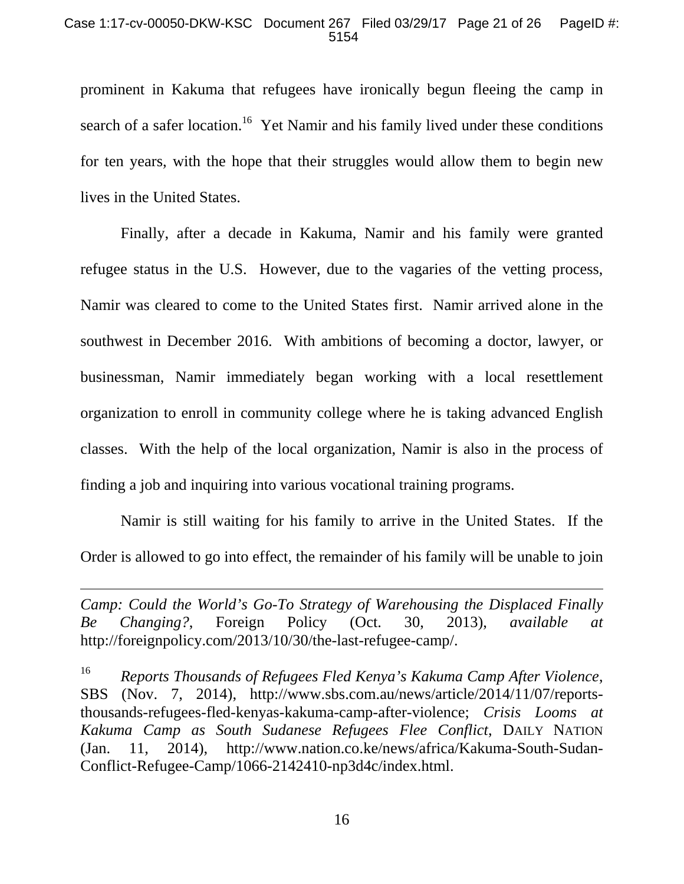prominent in Kakuma that refugees have ironically begun fleeing the camp in search of a safer location.[16] Yet Namir and his family lived under these conditions for ten years, with the hope that their struggles would allow them to begin new lives in the United States.

Finally, after a decade in Kakuma, Namir and his family were granted refugee status in the U.S. However, due to the vagaries of the vetting process, Namir was cleared to come to the United States first. Namir arrived alone in the southwest in December 2016. With ambitions of becoming a doctor, lawyer, or businessman, Namir immediately began working with a local resettlement organization to enroll in community college where he is taking advanced English classes. With the help of the local organization, Namir is also in the process of finding a job and inquiring into various vocational training programs.

Namir is still waiting for his family to arrive in the United States. If the Order is allowed to go into effect, the remainder of his family will be unable to join

---

*Camp: Could the World's Go-To Strategy of Warehousing the Displaced Finally Be Changing?*, Foreign Policy (Oct. 30, 2013), *available at* http://foreignpolicy.com/2013/10/30/the-last-refugee-camp/.

[16] *Reports Thousands of Refugees Fled Kenya's Kakuma Camp After Violence*, SBS (Nov. 7, 2014), http://www.sbs.com.au/news/article/2014/11/07/reports-thousands-refugees-fled-kenyas-kakuma-camp-after-violence; *Crisis Looms at Kakuma Camp as South Sudanese Refugees Flee Conflict*, DAILY NATION (Jan. 11, 2014), http://www.nation.co.ke/news/africa/Kakuma-South-Sudan-Conflict-Refugee-Camp/1066-2142410-np3d4c/index.html.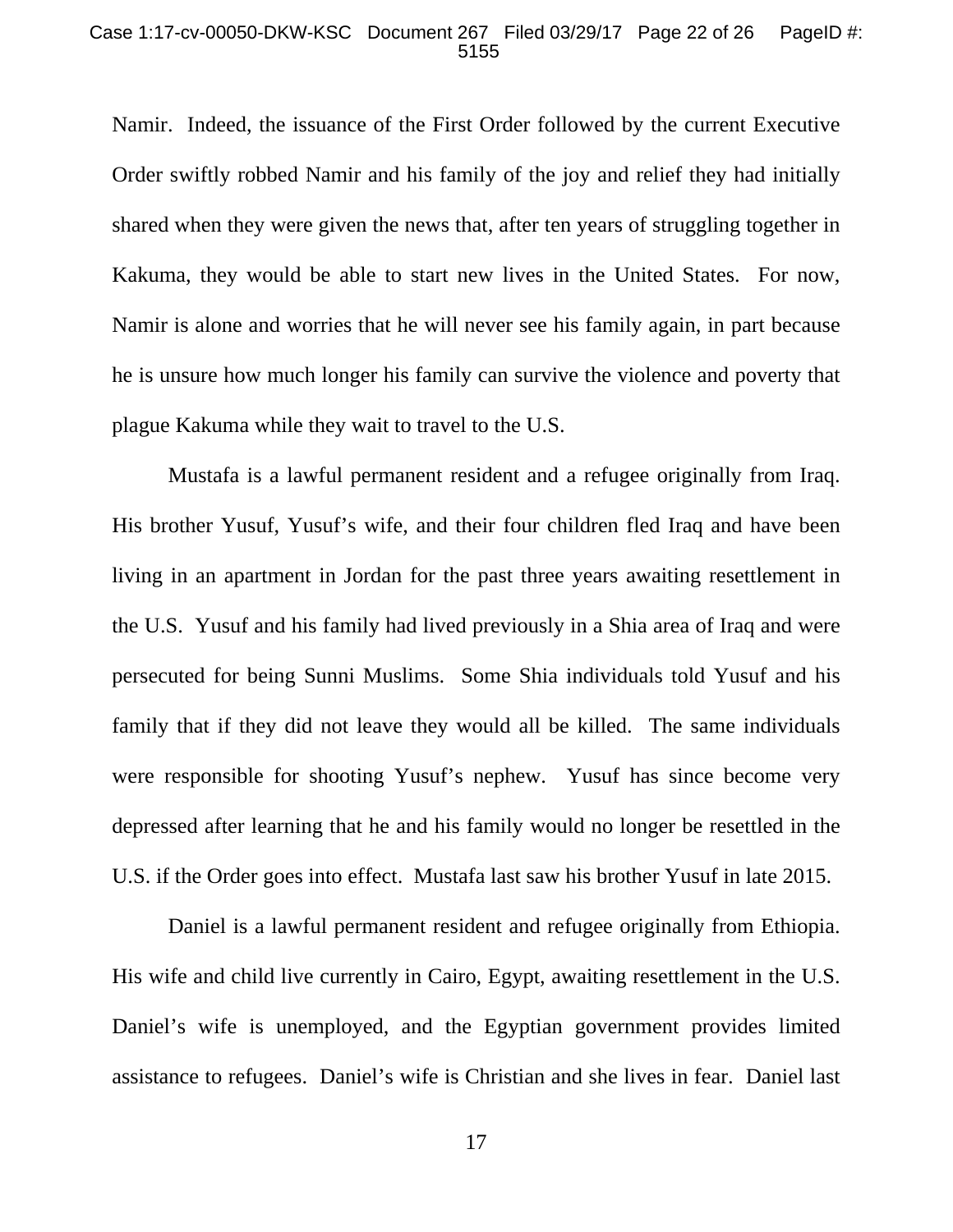Namir. Indeed, the issuance of the First Order followed by the current Executive Order swiftly robbed Namir and his family of the joy and relief they had initially shared when they were given the news that, after ten years of struggling together in Kakuma, they would be able to start new lives in the United States. For now, Namir is alone and worries that he will never see his family again, in part because he is unsure how much longer his family can survive the violence and poverty that plague Kakuma while they wait to travel to the U.S.

Mustafa is a lawful permanent resident and a refugee originally from Iraq. His brother Yusuf, Yusuf's wife, and their four children fled Iraq and have been living in an apartment in Jordan for the past three years awaiting resettlement in the U.S. Yusuf and his family had lived previously in a Shia area of Iraq and were persecuted for being Sunni Muslims. Some Shia individuals told Yusuf and his family that if they did not leave they would all be killed. The same individuals were responsible for shooting Yusuf's nephew. Yusuf has since become very depressed after learning that he and his family would no longer be resettled in the U.S. if the Order goes into effect. Mustafa last saw his brother Yusuf in late 2015.

Daniel is a lawful permanent resident and refugee originally from Ethiopia. His wife and child live currently in Cairo, Egypt, awaiting resettlement in the U.S. Daniel's wife is unemployed, and the Egyptian government provides limited assistance to refugees. Daniel's wife is Christian and she lives in fear. Daniel last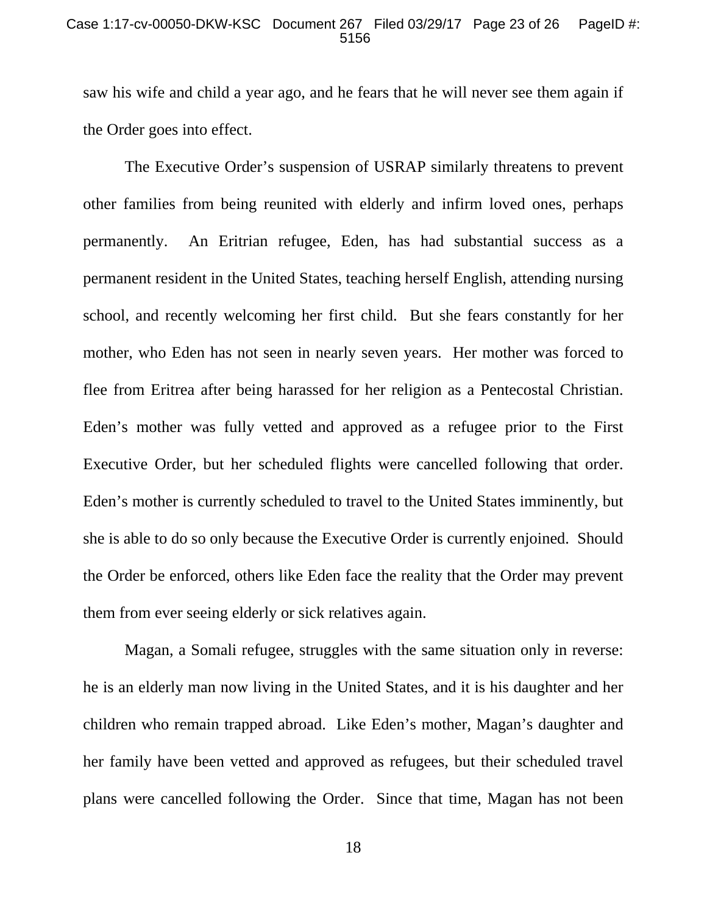saw his wife and child a year ago, and he fears that he will never see them again if the Order goes into effect.

The Executive Order's suspension of USRAP similarly threatens to prevent other families from being reunited with elderly and infirm loved ones, perhaps permanently. An Eritrian refugee, Eden, has had substantial success as a permanent resident in the United States, teaching herself English, attending nursing school, and recently welcoming her first child. But she fears constantly for her mother, who Eden has not seen in nearly seven years. Her mother was forced to flee from Eritrea after being harassed for her religion as a Pentecostal Christian. Eden's mother was fully vetted and approved as a refugee prior to the First Executive Order, but her scheduled flights were cancelled following that order. Eden's mother is currently scheduled to travel to the United States imminently, but she is able to do so only because the Executive Order is currently enjoined. Should the Order be enforced, others like Eden face the reality that the Order may prevent them from ever seeing elderly or sick relatives again.

Magan, a Somali refugee, struggles with the same situation only in reverse: he is an elderly man now living in the United States, and it is his daughter and her children who remain trapped abroad. Like Eden's mother, Magan's daughter and her family have been vetted and approved as refugees, but their scheduled travel plans were cancelled following the Order. Since that time, Magan has not been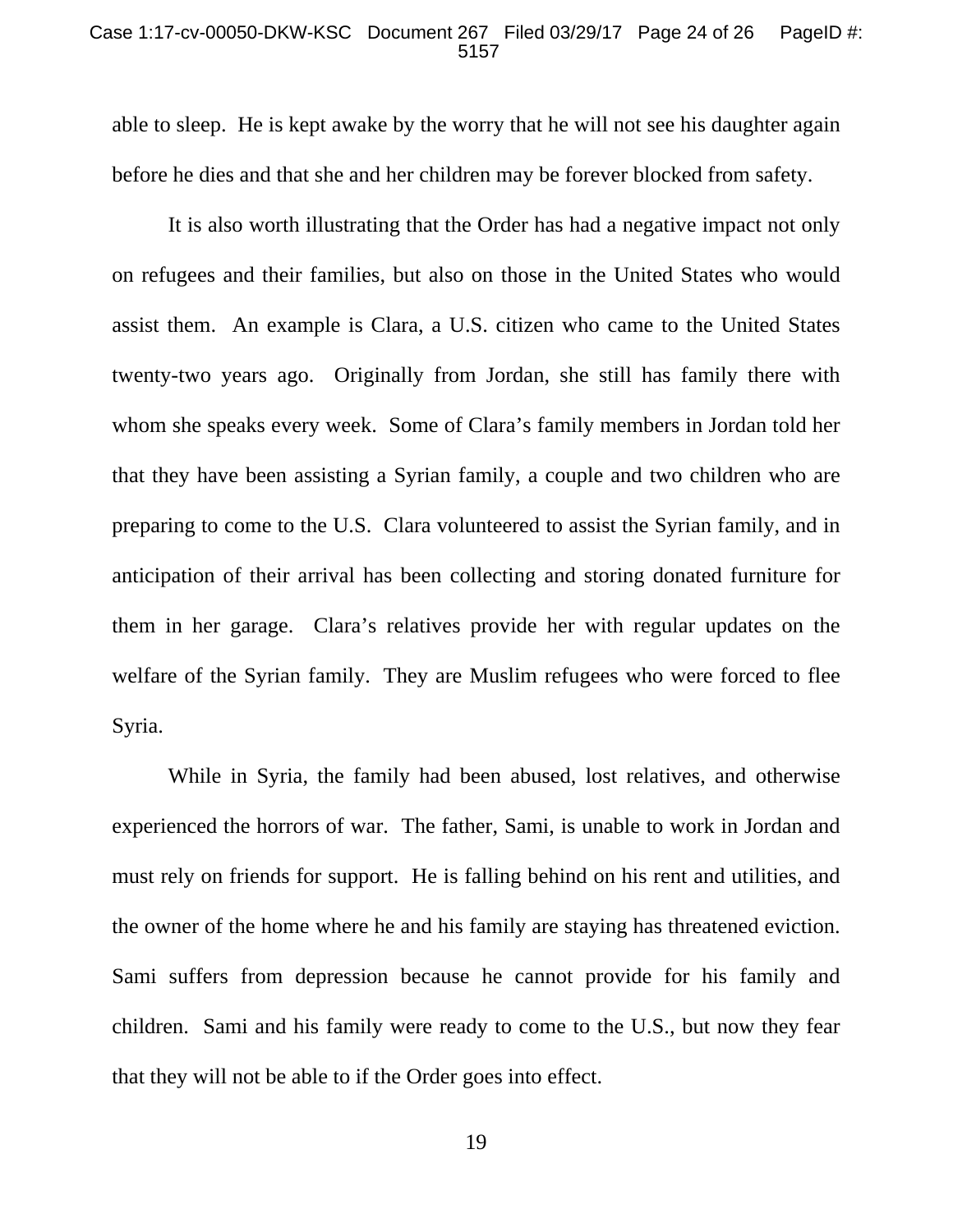able to sleep. He is kept awake by the worry that he will not see his daughter again before he dies and that she and her children may be forever blocked from safety.

It is also worth illustrating that the Order has had a negative impact not only on refugees and their families, but also on those in the United States who would assist them. An example is Clara, a U.S. citizen who came to the United States twenty-two years ago. Originally from Jordan, she still has family there with whom she speaks every week. Some of Clara's family members in Jordan told her that they have been assisting a Syrian family, a couple and two children who are preparing to come to the U.S. Clara volunteered to assist the Syrian family, and in anticipation of their arrival has been collecting and storing donated furniture for them in her garage. Clara's relatives provide her with regular updates on the welfare of the Syrian family. They are Muslim refugees who were forced to flee Syria.

While in Syria, the family had been abused, lost relatives, and otherwise experienced the horrors of war. The father, Sami, is unable to work in Jordan and must rely on friends for support. He is falling behind on his rent and utilities, and the owner of the home where he and his family are staying has threatened eviction. Sami suffers from depression because he cannot provide for his family and children. Sami and his family were ready to come to the U.S., but now they fear that they will not be able to if the Order goes into effect.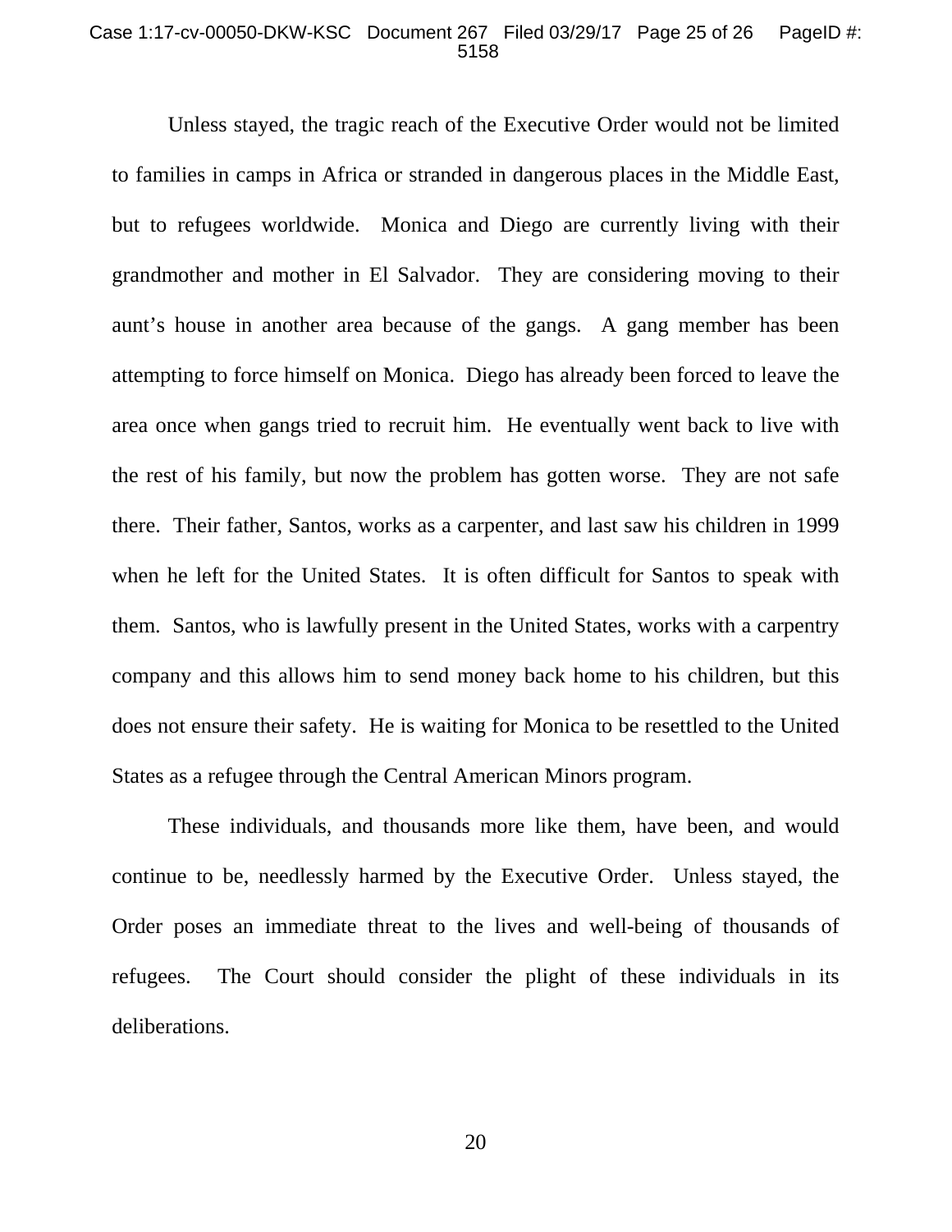Unless stayed, the tragic reach of the Executive Order would not be limited to families in camps in Africa or stranded in dangerous places in the Middle East, but to refugees worldwide. Monica and Diego are currently living with their grandmother and mother in El Salvador. They are considering moving to their aunt's house in another area because of the gangs. A gang member has been attempting to force himself on Monica. Diego has already been forced to leave the area once when gangs tried to recruit him. He eventually went back to live with the rest of his family, but now the problem has gotten worse. They are not safe there. Their father, Santos, works as a carpenter, and last saw his children in 1999 when he left for the United States. It is often difficult for Santos to speak with them. Santos, who is lawfully present in the United States, works with a carpentry company and this allows him to send money back home to his children, but this does not ensure their safety. He is waiting for Monica to be resettled to the United States as a refugee through the Central American Minors program.

These individuals, and thousands more like them, have been, and would continue to be, needlessly harmed by the Executive Order. Unless stayed, the Order poses an immediate threat to the lives and well-being of thousands of refugees. The Court should consider the plight of these individuals in its deliberations.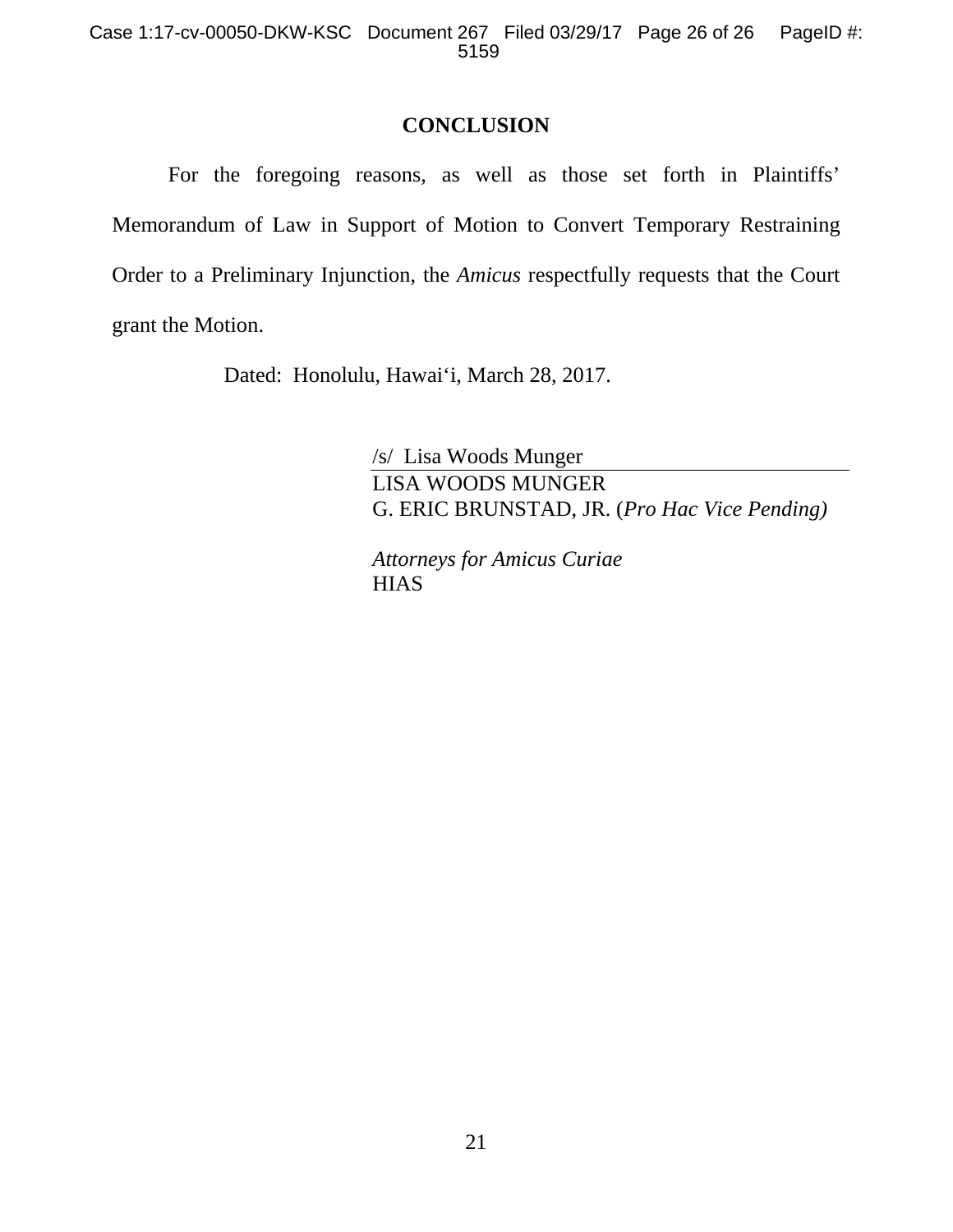## CONCLUSION

For the foregoing reasons, as well as those set forth in Plaintiffs' Memorandum of Law in Support of Motion to Convert Temporary Restraining Order to a Preliminary Injunction, the *Amicus* respectfully requests that the Court grant the Motion.

Dated: Honolulu, Hawai'i, March 28, 2017.

/s/ Lisa Woods Munger
LISA WOODS MUNGER
G. ERIC BRUNSTAD, JR. (*Pro Hac Vice Pending)*

*Attorneys for Amicus Curiae*
HIAS